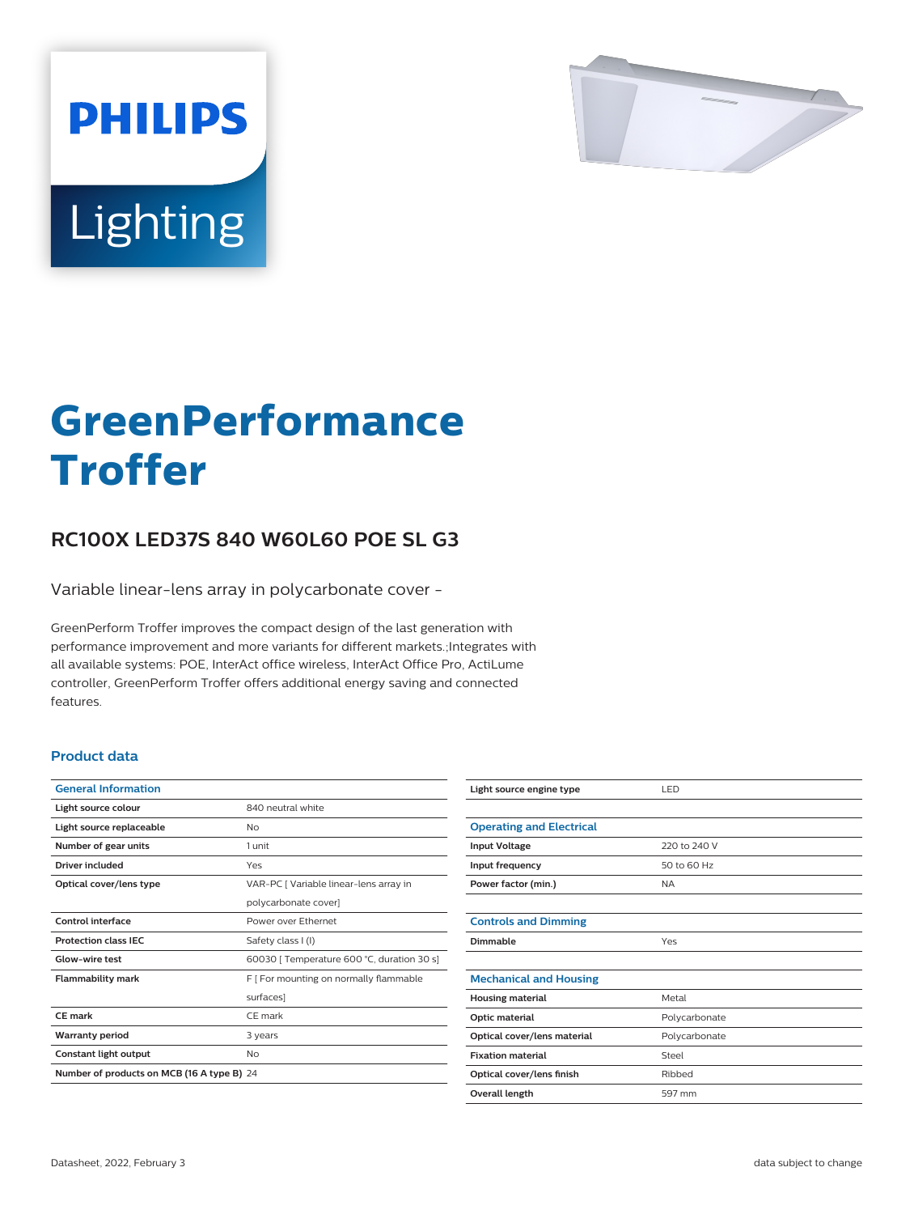PHILIPS

Lighting

# GreenPerformance Troffer

## RC100X LED37S 840 W60L60 POE SL G3

Variable linear-lens array in polycarbonate cover -

GreenPerform Troffer improves the compact design of the last generation with performance improvement and more variants for different markets.;Integrates with all available systems: POE, InterAct office wireless, InterAct Office Pro, ActiLume controller, GreenPerform Troffer offers additional energy saving and connected features.

### Product data

| General Information | |
|---|---|
| Light source colour | 840 neutral white |
| Light source replaceable | No |
| Number of gear units | 1 unit |
| Driver included | Yes |
| Optical cover/lens type | VAR-PC [ Variable linear-lens array in polycarbonate cover] |
| Control interface | Power over Ethernet |
| Protection class IEC | Safety class I (I) |
| Glow-wire test | 60030 [ Temperature 600 °C, duration 30 s] |
| Flammability mark | F [ For mounting on normally flammable surfaces] |
| CE mark | CE mark |
| Warranty period | 3 years |
| Constant light output | No |
| Number of products on MCB (16 A type B) | 24 |
| Light source engine type | LED |

| Operating and Electrical | |
|---|---|
| Input Voltage | 220 to 240 V |
| Input frequency | 50 to 60 Hz |
| Power factor (min.) | NA |

| Controls and Dimming | |
|---|---|
| Dimmable | Yes |

| Mechanical and Housing | |
|---|---|
| Housing material | Metal |
| Optic material | Polycarbonate |
| Optical cover/lens material | Polycarbonate |
| Fixation material | Steel |
| Optical cover/lens finish | Ribbed |
| Overall length | 597 mm |

Datasheet, 2022, February 3

data subject to change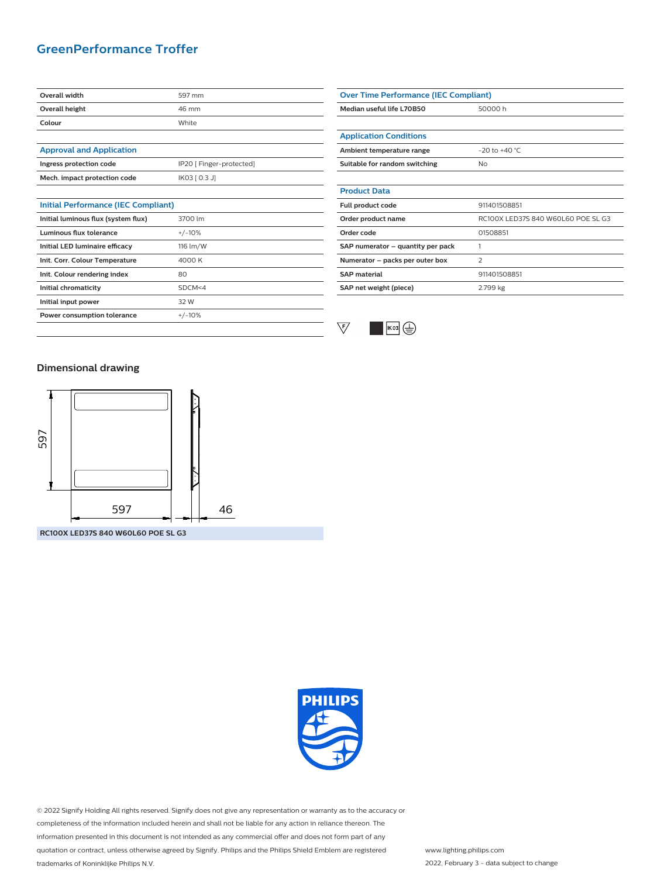# GreenPerformance Troffer

| | |
|---|---|
| Overall width | 597 mm |
| Overall height | 46 mm |
| Colour | White |

## Approval and Application

| | |
|---|---|
| Ingress protection code | IP20 [ Finger-protected] |
| Mech. impact protection code | IK03 [ 0.3 J] |

## Initial Performance (IEC Compliant)

| | |
|---|---|
| Initial luminous flux (system flux) | 3700 lm |
| Luminous flux tolerance | +/-10% |
| Initial LED luminaire efficacy | 116 lm/W |
| Init. Corr. Colour Temperature | 4000 K |
| Init. Colour rendering index | 80 |
| Initial chromaticity | SDCM<4 |
| Initial input power | 32 W |
| Power consumption tolerance | +/-10% |

## Over Time Performance (IEC Compliant)

| | |
|---|---|
| Median useful life L70B50 | 50000 h |

## Application Conditions

| | |
|---|---|
| Ambient temperature range | -20 to +40 °C |
| Suitable for random switching | No |

## Product Data

| | |
|---|---|
| Full product code | 911401508851 |
| Order product name | RC100X LED37S 840 W60L60 POE SL G3 |
| Order code | 01508851 |
| SAP numerator – quantity per pack | 1 |
| Numerator – packs per outer box | 2 |
| SAP material | 911401508851 |
| SAP net weight (piece) | 2.799 kg |

F IK03

## Dimensional drawing

597

597

46

RC100X LED37S 840 W60L60 POE SL G3

PHILIPS

© 2022 Signify Holding All rights reserved. Signify does not give any representation or warranty as to the accuracy or completeness of the information included herein and shall not be liable for any action in reliance thereon. The information presented in this document is not intended as any commercial offer and does not form part of any quotation or contract, unless otherwise agreed by Signify. Philips and the Philips Shield Emblem are registered trademarks of Koninklijke Philips N.V.

www.lighting.philips.com

2022, February 3 - data subject to change